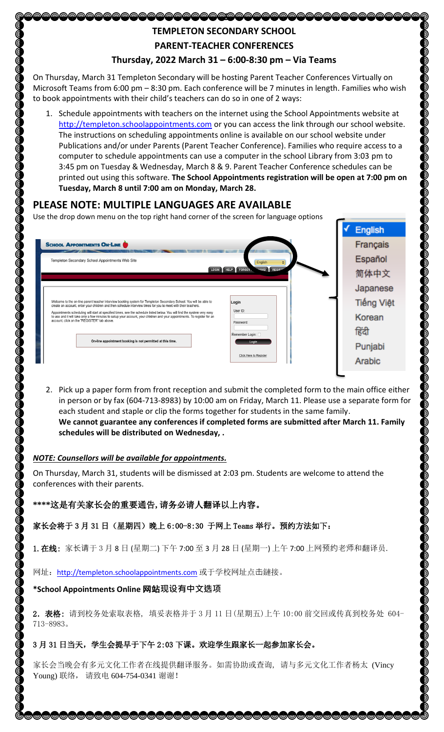# TEMPLETON SECONDARY SCHOOL

## PARENT-TEACHER CONFERENCES

### Thursday, 2022 March 31 – 6:00-8:30 pm – Via Teams

On Thursday, March 31 Templeton Secondary will be hosting Parent Teacher Conferences Virtually on Microsoft Teams from 6:00 pm – 8:30 pm. Each conference will be 7 minutes in length. Families who wish to book appointments with their child's teachers can do so in one of 2 ways:

1. Schedule appointments with teachers on the internet using the School Appointments website at http://templeton.schoolappointments.com or you can access the link through our school website. The instructions on scheduling appointments online is available on our school website under Publications and/or under Parents (Parent Teacher Conference). Families who require access to a computer to schedule appointments can use a computer in the school Library from 3:03 pm to 3:45 pm on Tuesday & Wednesday, March 8 & 9. Parent Teacher Conference schedules can be printed out using this software. **The School Appointments registration will be open at 7:00 pm on Tuesday, March 8 until 7:00 am on Monday, March 28.**

## PLEASE NOTE: MULTIPLE LANGUAGES ARE AVAILABLE

Use the drop down menu on the top right hand corner of the screen for language options

English
Français
Español
简体中文
Japanese
Tiếng Việt
Korean
हिंदी
Punjabi
Arabic

2. Pick up a paper form from front reception and submit the completed form to the main office either in person or by fax (604-713-8983) by 10:00 am on Friday, March 11. Please use a separate form for each student and staple or clip the forms together for students in the same family. **We cannot guarantee any conferences if completed forms are submitted after March 11. Family schedules will be distributed on Wednesday, .**

***NOTE: Counsellors will be available for appointments.***

On Thursday, March 31, students will be dismissed at 2:03 pm. Students are welcome to attend the conferences with their parents.

**\*\*\*\*这是有关家长会的重要通告,请务必请人翻译以上内容。**

**家长会将于 3 月 31 日（星期四）晚上 6:00-8:30 于网上 Teams 举行。预约方法如下：**

**1. 在线：**家长请于 3 月 8 日 (星期二) 下午 7:00 至 3 月 28 日 (星期一) 上午 7:00 上网预约老师和翻译员.

网址：http://templeton.schoolappointments.com 或于学校网址点击鏈接。

**\*School Appointments Online 网站现设有中文选项**

**2. 表格：**请到校务处索取表格，填妥表格并于 3 月 11 日(星期五)上午 10:00 前交回或传真到校务处 604-713-8983。

**3 月 31 日当天，学生会提早于下午 2:03 下课。欢迎学生跟家长一起参加家长会。**

家长会当晚会有多元文化工作者在线提供翻译服务。如需协助或查询，请与多元文化工作者杨太 (Vincy Young) 联络， 请致电 604-754-0341 谢谢！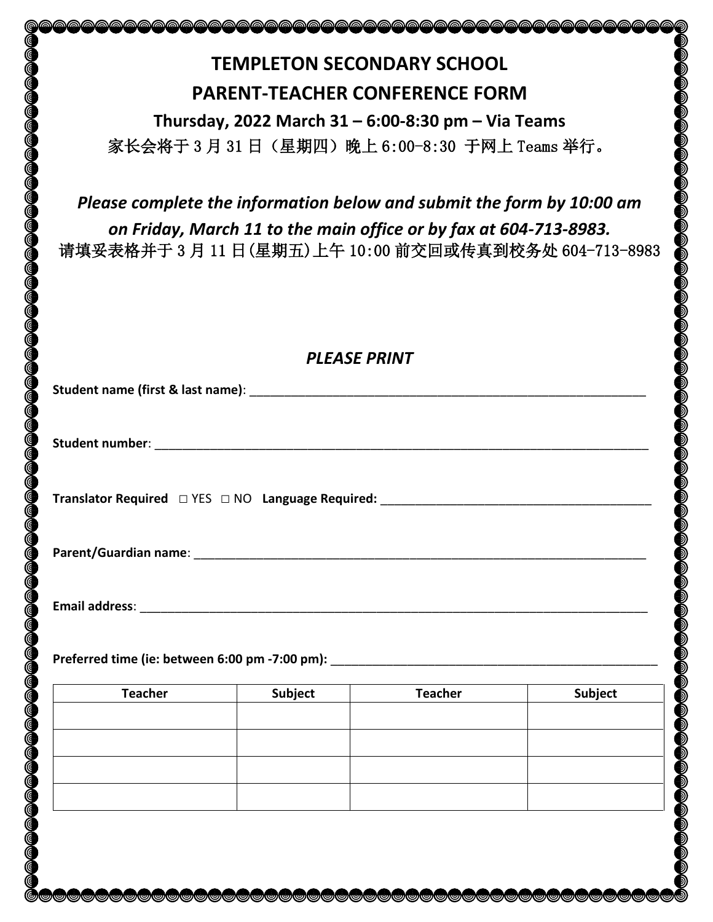# TEMPLETON SECONDARY SCHOOL

# PARENT-TEACHER CONFERENCE FORM

**Thursday, 2022 March 31 – 6:00-8:30 pm – Via Teams**

家长会将于 3 月 31 日（星期四）晚上 6:00-8:30 于网上 Teams 举行。

***Please complete the information below and submit the form by 10:00 am on Friday, March 11 to the main office or by fax at 604-713-8983.***

请填妥表格并于 3 月 11 日(星期五)上午 10:00 前交回或传真到校务处 604-713-8983

***PLEASE PRINT***

**Student name (first & last name)**: ___________________________________________

**Student number**: ___________________________________________

**Translator Required** □ YES □ NO **Language Required:** ___________________________

**Parent/Guardian name**: ___________________________________________

**Email address**: ___________________________________________

**Preferred time (ie: between 6:00 pm -7:00 pm):** ___________________________

| Teacher | Subject | Teacher | Subject |
|---|---|---|---|
| | | | |
| | | | |
| | | | |
| | | | |